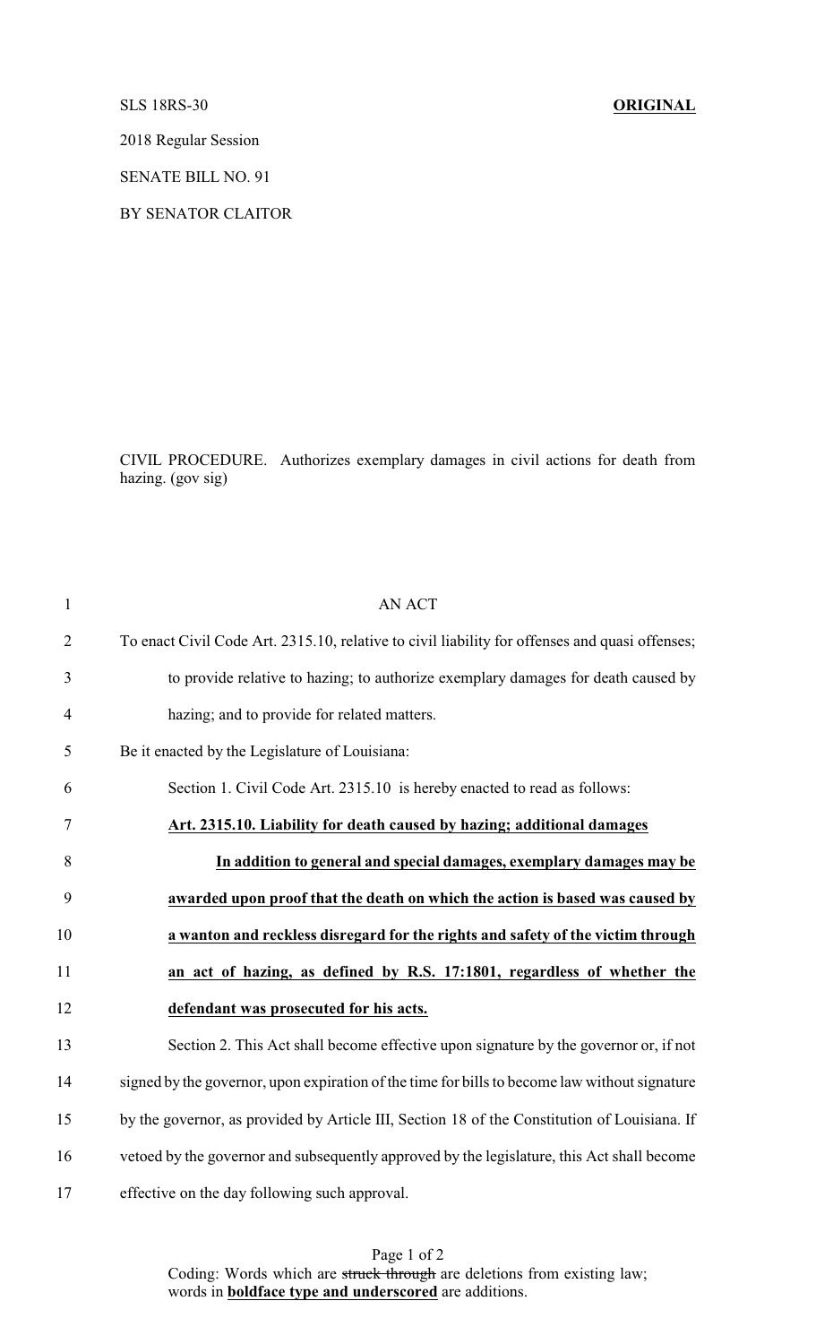SLS 18RS-30 **ORIGINAL**

2018 Regular Session

SENATE BILL NO. 91

BY SENATOR CLAITOR

CIVIL PROCEDURE. Authorizes exemplary damages in civil actions for death from hazing. (gov sig)

AN ACT

To enact Civil Code Art. 2315.10, relative to civil liability for offenses and quasi offenses; to provide relative to hazing; to authorize exemplary damages for death caused by hazing; and to provide for related matters.

Be it enacted by the Legislature of Louisiana:

Section 1. Civil Code Art. 2315.10 is hereby enacted to read as follows:

<u>**Art. 2315.10. Liability for death caused by hazing; additional damages**</u>

<u>**In addition to general and special damages, exemplary damages may be awarded upon proof that the death on which the action is based was caused by a wanton and reckless disregard for the rights and safety of the victim through an act of hazing, as defined by R.S. 17:1801, regardless of whether the defendant was prosecuted for his acts.**</u>

Section 2. This Act shall become effective upon signature by the governor or, if not signed by the governor, upon expiration of the time for bills to become law without signature by the governor, as provided by Article III, Section 18 of the Constitution of Louisiana. If vetoed by the governor and subsequently approved by the legislature, this Act shall become effective on the day following such approval.

Coding: Words which are ~~struck through~~ are deletions from existing law; words in <u>**boldface type and underscored**</u> are additions.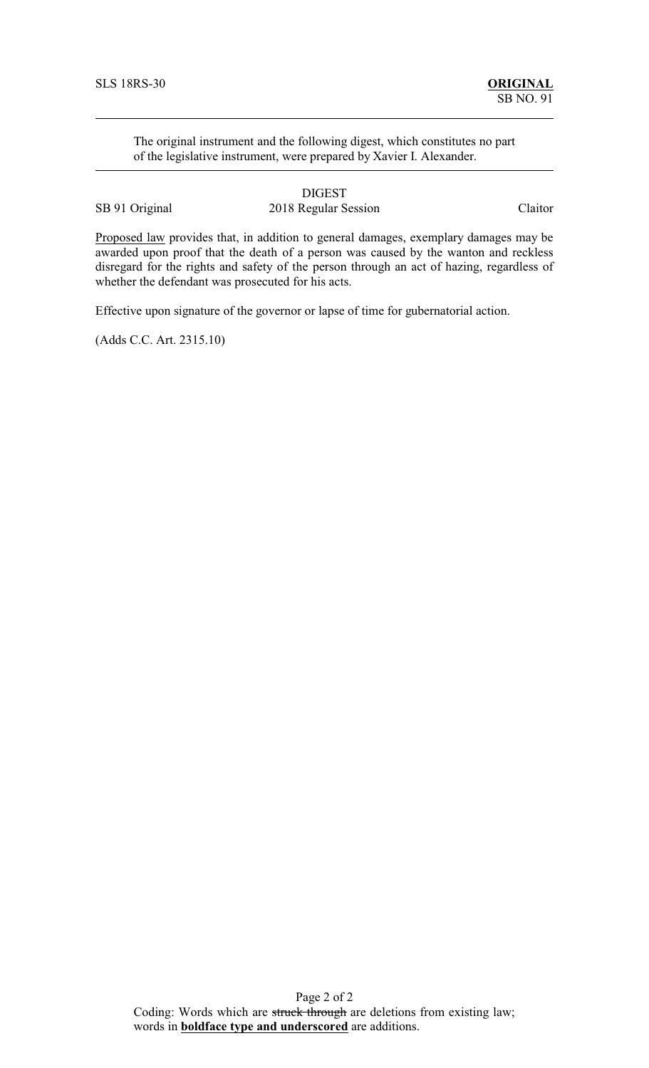SLS 18RS-30

**ORIGINAL**

SB NO. 91

The original instrument and the following digest, which constitutes no part of the legislative instrument, were prepared by Xavier I. Alexander.

DIGEST

SB 91 Original 2018 Regular Session Claitor

Proposed law provides that, in addition to general damages, exemplary damages may be awarded upon proof that the death of a person was caused by the wanton and reckless disregard for the rights and safety of the person through an act of hazing, regardless of whether the defendant was prosecuted for his acts.

Effective upon signature of the governor or lapse of time for gubernatorial action.

(Adds C.C. Art. 2315.10)

Coding: Words which are ~~struck through~~ are deletions from existing law; words in **boldface type and underscored** are additions.